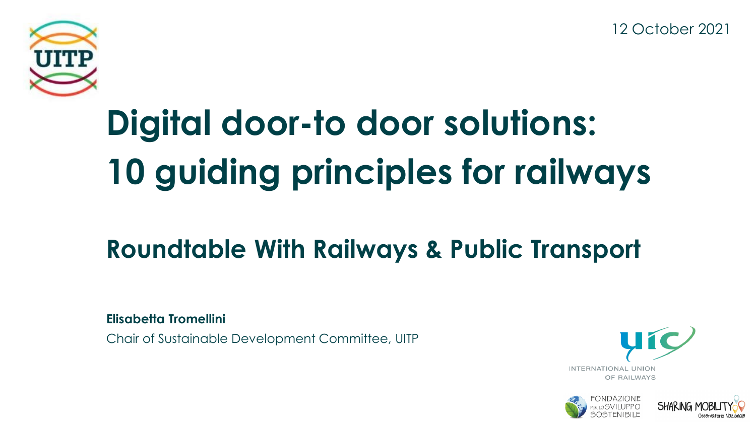12 October 2021

# Digital door-to door solutions: 10 guiding principles for railways

## Roundtable With Railways & Public Transport

**Elisabetta Tromellini**

Chair of Sustainable Development Committee, UITP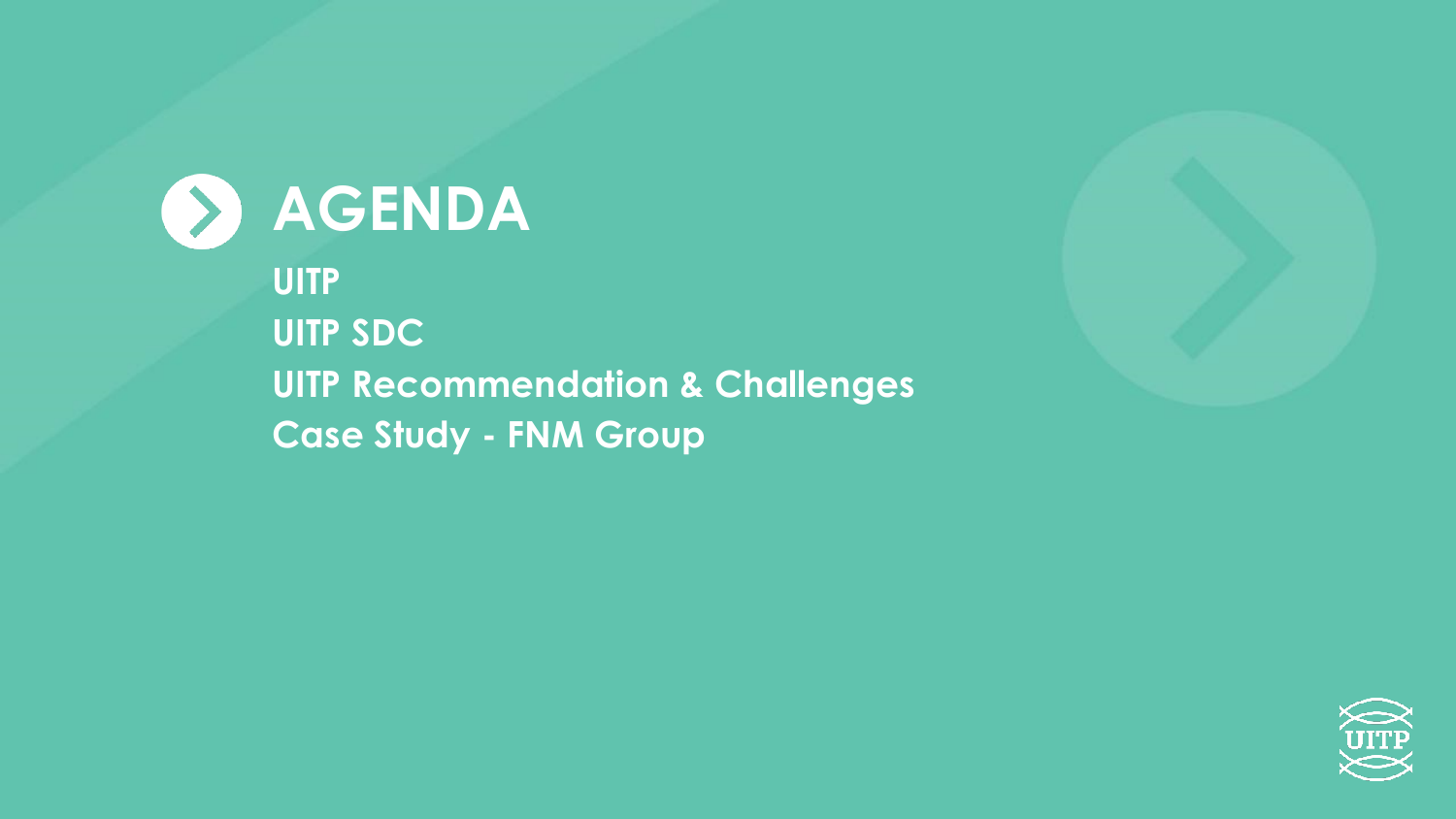# AGENDA

**UITP**

**UITP SDC**

**UITP Recommendation & Challenges**

**Case Study - FNM Group**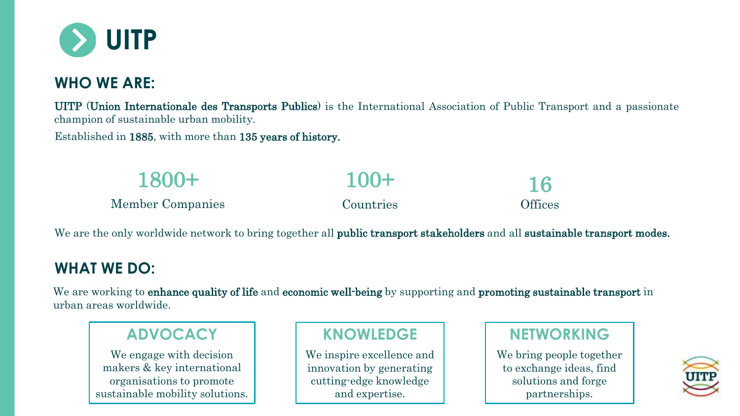# UITP

## WHO WE ARE:

**UITP** (**Union Internationale des Transports Publics**) is the International Association of Public Transport and a passionate champion of sustainable urban mobility.

Established in **1885**, with more than **135 years of history.**

**1800+**
Member Companies

**100+**
Countries

**16**
Offices

We are the only worldwide network to bring together all **public transport stakeholders** and all **sustainable transport modes.**

## WHAT WE DO:

We are working to **enhance quality of life** and **economic well-being** by supporting and **promoting sustainable transport** in urban areas worldwide.

### ADVOCACY

We engage with decision makers & key international organisations to promote sustainable mobility solutions.

### KNOWLEDGE

We inspire excellence and innovation by generating cutting-edge knowledge and expertise.

### NETWORKING

We bring people together to exchange ideas, find solutions and forge partnerships.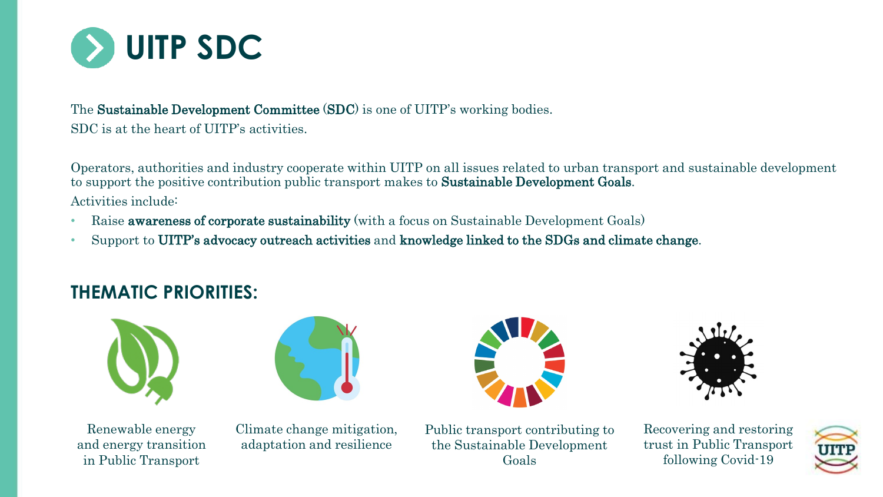# UITP SDC

The **Sustainable Development Committee (SDC)** is one of UITP's working bodies.
SDC is at the heart of UITP's activities.

Operators, authorities and industry cooperate within UITP on all issues related to urban transport and sustainable development to support the positive contribution public transport makes to **Sustainable Development Goals**.

Activities include:

- Raise **awareness of corporate sustainability** (with a focus on Sustainable Development Goals)
- Support to **UITP's advocacy outreach activities** and **knowledge linked to the SDGs and climate change**.

## THEMATIC PRIORITIES:

- Renewable energy and energy transition in Public Transport
- Climate change mitigation, adaptation and resilience
- Public transport contributing to the Sustainable Development Goals
- Recovering and restoring trust in Public Transport following Covid-19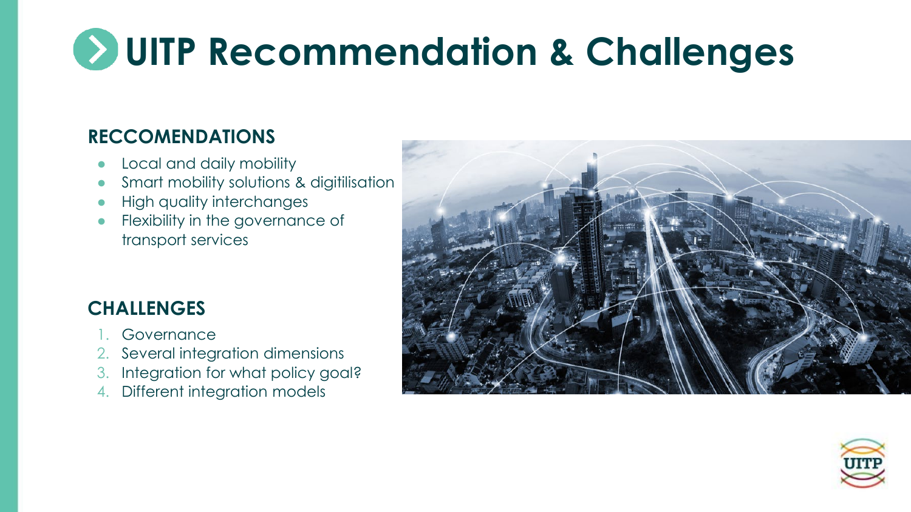# UITP Recommendation & Challenges

## RECCOMENDATIONS

- Local and daily mobility
- Smart mobility solutions & digitilisation
- High quality interchanges
- Flexibility in the governance of transport services

## CHALLENGES

1. Governance
2. Several integration dimensions
3. Integration for what policy goal?
4. Different integration models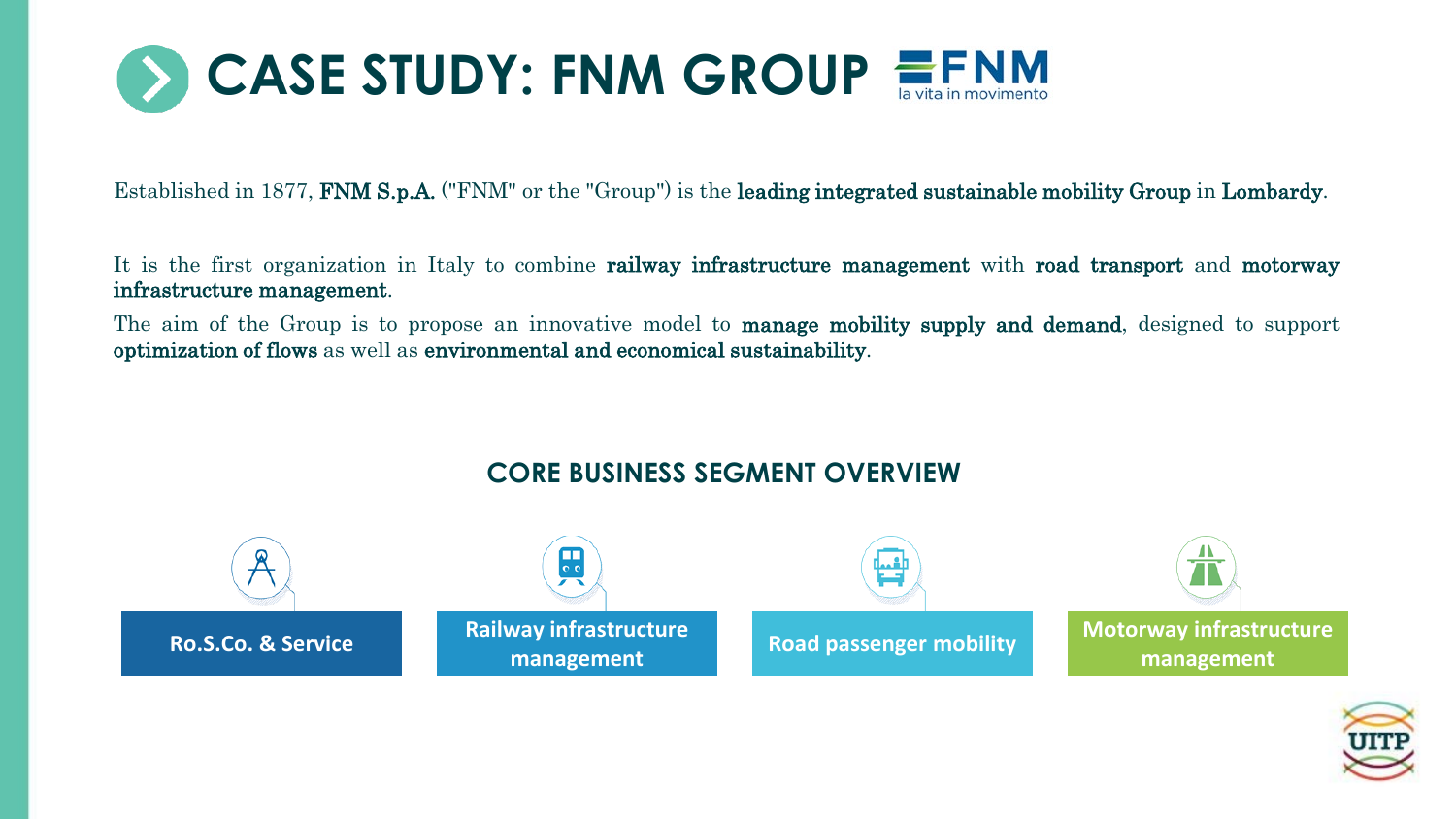# CASE STUDY: FNM GROUP

Established in 1877, **FNM S.p.A.** ("FNM" or the "Group") is the **leading integrated sustainable mobility Group** in **Lombardy**.

It is the first organization in Italy to combine **railway infrastructure management** with **road transport** and **motorway infrastructure management**.

The aim of the Group is to propose an innovative model to **manage mobility supply and demand**, designed to support **optimization of flows** as well as **environmental and economical sustainability**.

## CORE BUSINESS SEGMENT OVERVIEW

- **Ro.S.Co. & Service**
- **Railway infrastructure management**
- **Road passenger mobility**
- **Motorway infrastructure management**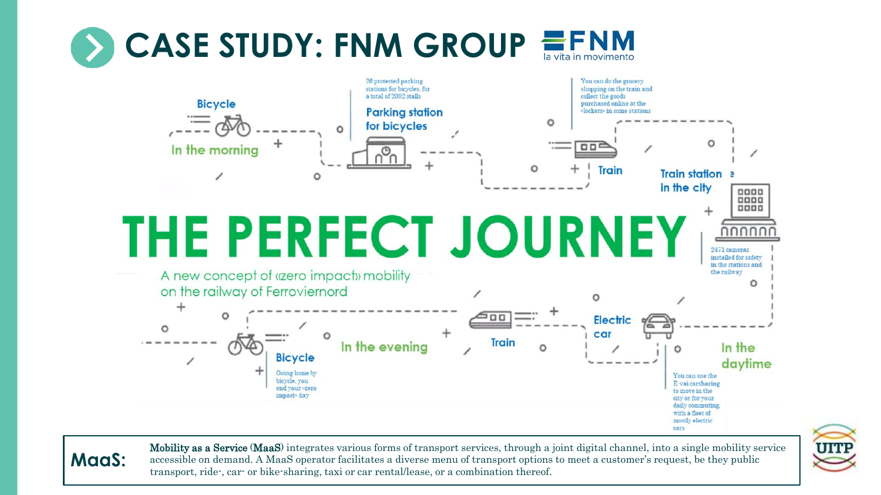# CASE STUDY: FNM GROUP

FNM
la vita in movimento

## THE PERFECT JOURNEY

A new concept of «zero impact» mobility on the railway of Ferroviernord

**Bicycle** – In the morning

**Parking station for bicycles** – 26 protected parking stations for bicycles, for a total of 2092 stalls

**Train** – You can do the grocery shopping on the train and collect the goods purchased online at the «lockers» in some stations

**Train station in the city** – 2471 cameras installed for safety in the stations and the railway

**Electric car** – In the daytime – You can use the E-vai carsharing to move in the city or for your daily commuting, with a fleet of mostly electric cars

**Train** – In the evening

**Bicycle** – Going home by bicycle, you end your «zero impact» day

**MaaS:** **Mobility as a Service (MaaS)** integrates various forms of transport services, through a joint digital channel, into a single mobility service accessible on demand. A MaaS operator facilitates a diverse menu of transport options to meet a customer's request, be they public transport, ride-, car- or bike-sharing, taxi or car rental/lease, or a combination thereof.

UITP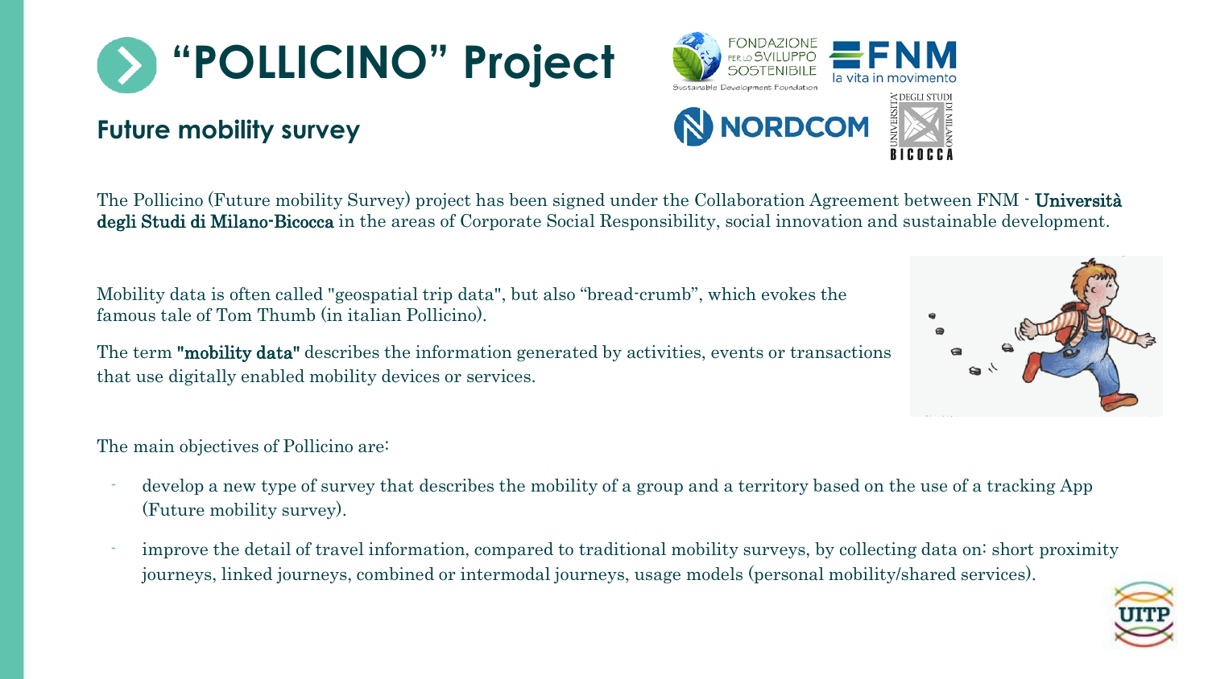# "POLLICINO" Project

## Future mobility survey

The Pollicino (Future mobility Survey) project has been signed under the Collaboration Agreement between FNM - **Università degli Studi di Milano-Bicocca** in the areas of Corporate Social Responsibility, social innovation and sustainable development.

Mobility data is often called "geospatial trip data", but also "bread-crumb", which evokes the famous tale of Tom Thumb (in italian Pollicino).

The term **"mobility data"** describes the information generated by activities, events or transactions that use digitally enabled mobility devices or services.

The main objectives of Pollicino are:

- develop a new type of survey that describes the mobility of a group and a territory based on the use of a tracking App (Future mobility survey).
- improve the detail of travel information, compared to traditional mobility surveys, by collecting data on: short proximity journeys, linked journeys, combined or intermodal journeys, usage models (personal mobility/shared services).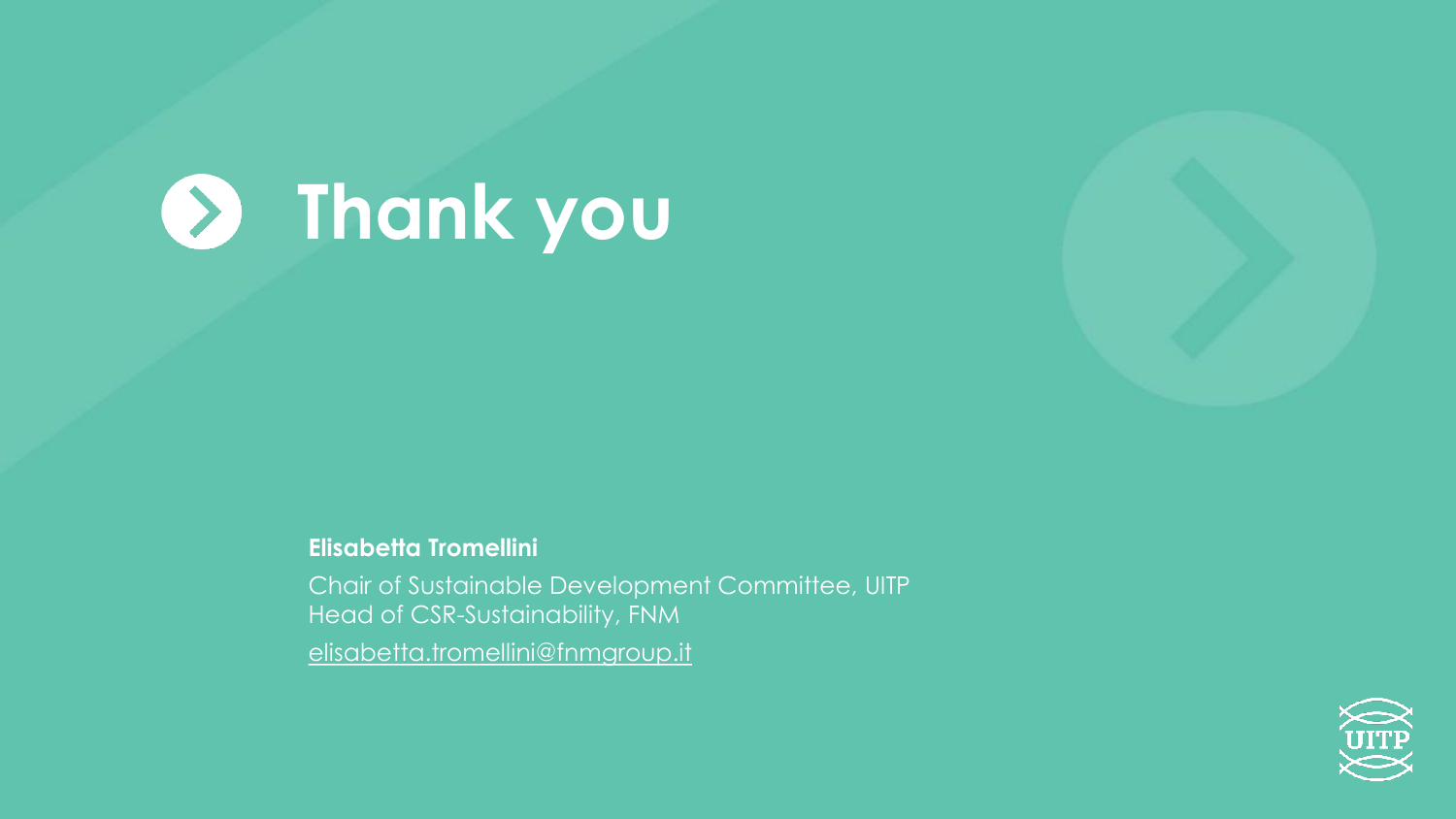# Thank you

**Elisabetta Tromellini**

Chair of Sustainable Development Committee, UITP
Head of CSR-Sustainability, FNM

elisabetta.tromellini@fnmgroup.it

UITP